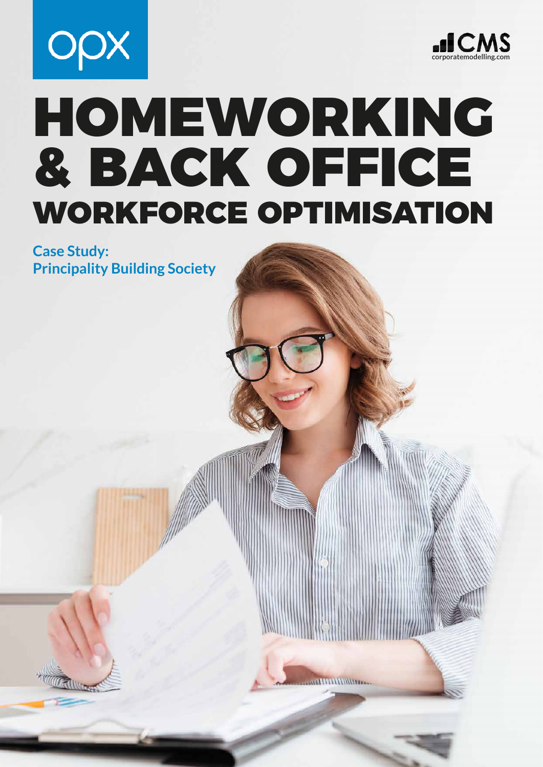opx

CMS corporatemodelling.com

# HOMEWORKING & BACK OFFICE WORKFORCE OPTIMISATION

**Case Study: Principality Building Society**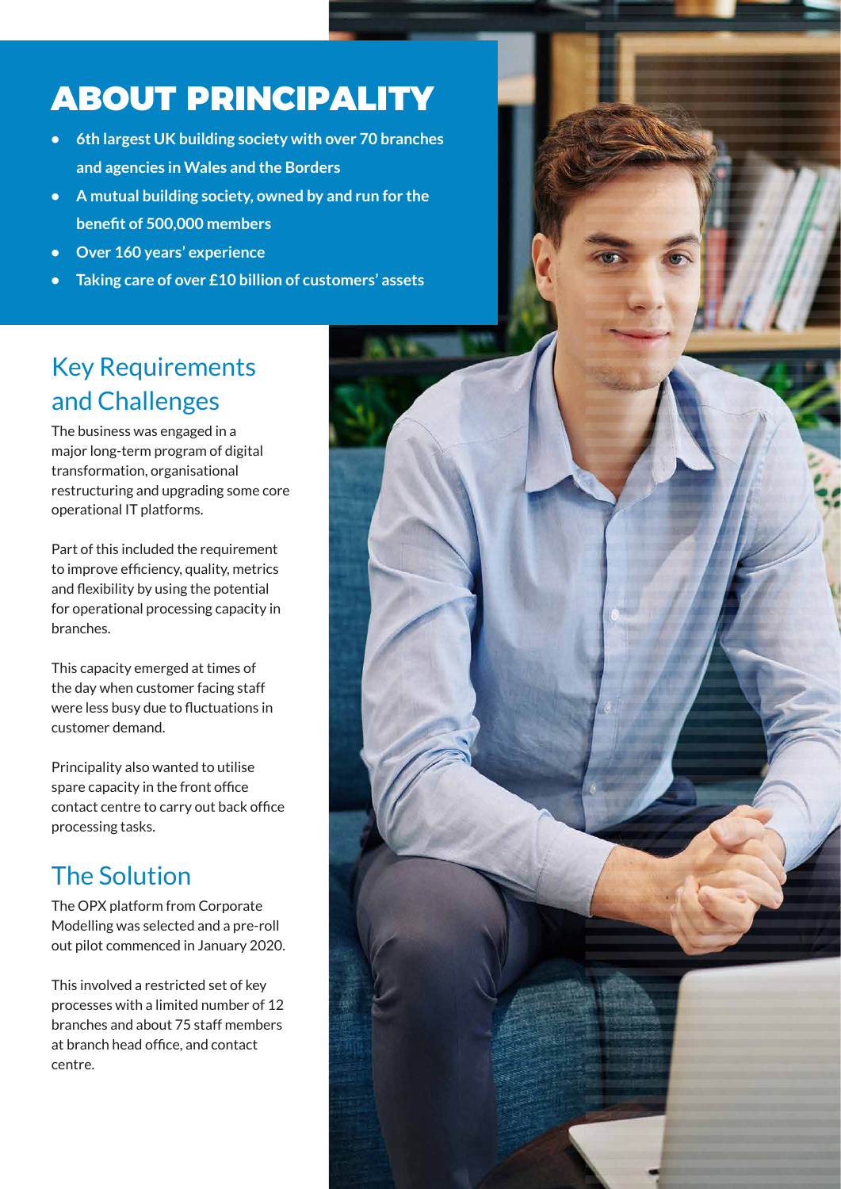# ABOUT PRINCIPALITY

- **6th largest UK building society with over 70 branches and agencies in Wales and the Borders**
- **A mutual building society, owned by and run for the benefit of 500,000 members**
- **Over 160 years' experience**
- **Taking care of over £10 billion of customers' assets**

## Key Requirements and Challenges

The business was engaged in a major long-term program of digital transformation, organisational restructuring and upgrading some core operational IT platforms.

Part of this included the requirement to improve efficiency, quality, metrics and flexibility by using the potential for operational processing capacity in branches.

This capacity emerged at times of the day when customer facing staff were less busy due to fluctuations in customer demand.

Principality also wanted to utilise spare capacity in the front office contact centre to carry out back office processing tasks.

## The Solution

The OPX platform from Corporate Modelling was selected and a pre-roll out pilot commenced in January 2020.

This involved a restricted set of key processes with a limited number of 12 branches and about 75 staff members at branch head office, and contact centre.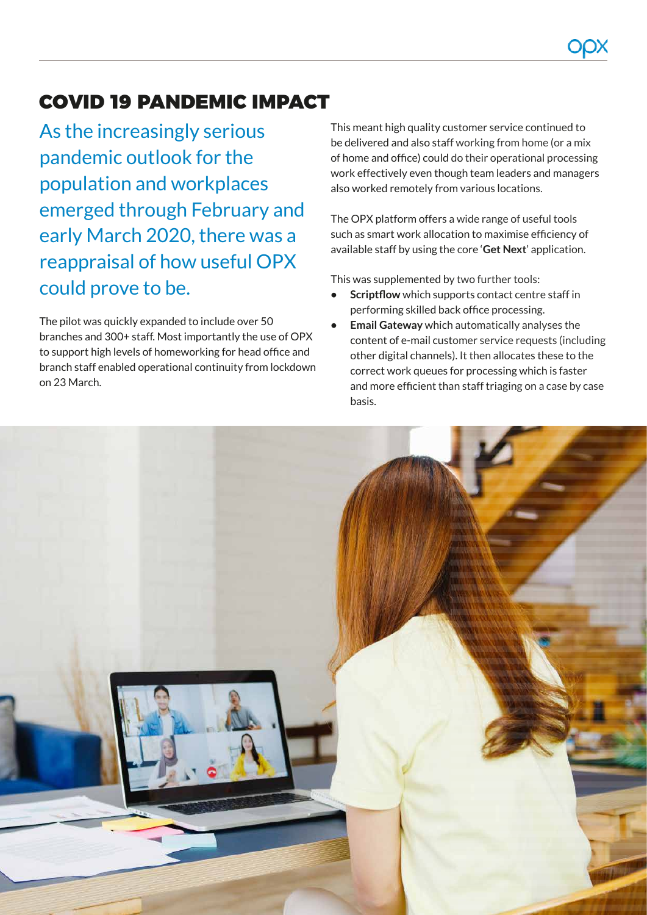# COVID 19 PANDEMIC IMPACT

As the increasingly serious pandemic outlook for the population and workplaces emerged through February and early March 2020, there was a reappraisal of how useful OPX could prove to be.

The pilot was quickly expanded to include over 50 branches and 300+ staff. Most importantly the use of OPX to support high levels of homeworking for head office and branch staff enabled operational continuity from lockdown on 23 March.

This meant high quality customer service continued to be delivered and also staff working from home (or a mix of home and office) could do their operational processing work effectively even though team leaders and managers also worked remotely from various locations.

The OPX platform offers a wide range of useful tools such as smart work allocation to maximise efficiency of available staff by using the core '**Get Next**' application.

This was supplemented by two further tools:

- **Scriptflow** which supports contact centre staff in performing skilled back office processing.
- **Email Gateway** which automatically analyses the content of e-mail customer service requests (including other digital channels). It then allocates these to the correct work queues for processing which is faster and more efficient than staff triaging on a case by case basis.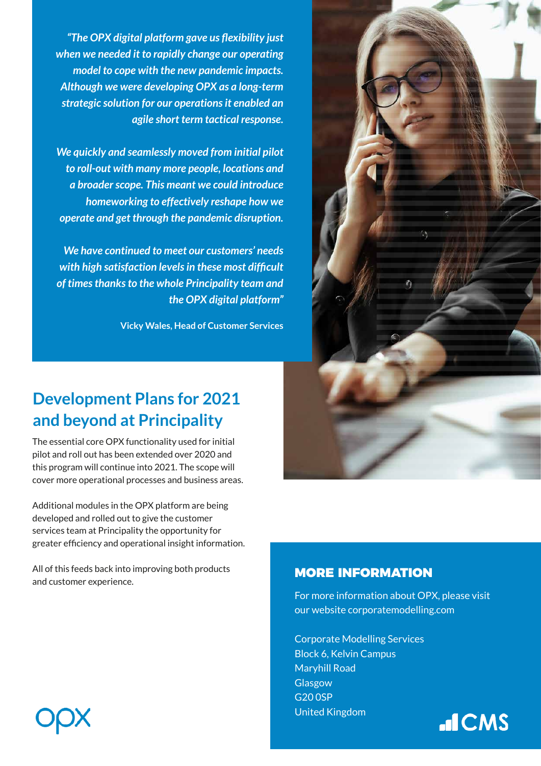*"The OPX digital platform gave us flexibility just when we needed it to rapidly change our operating model to cope with the new pandemic impacts. Although we were developing OPX as a long-term strategic solution for our operations it enabled an agile short term tactical response.*

*We quickly and seamlessly moved from initial pilot to roll-out with many more people, locations and a broader scope. This meant we could introduce homeworking to effectively reshape how we operate and get through the pandemic disruption.*

*We have continued to meet our customers' needs with high satisfaction levels in these most difficult of times thanks to the whole Principality team and the OPX digital platform"*

**Vicky Wales, Head of Customer Services**

## Development Plans for 2021 and beyond at Principality

The essential core OPX functionality used for initial pilot and roll out has been extended over 2020 and this program will continue into 2021. The scope will cover more operational processes and business areas.

Additional modules in the OPX platform are being developed and rolled out to give the customer services team at Principality the opportunity for greater efficiency and operational insight information.

All of this feeds back into improving both products and customer experience.

## MORE INFORMATION

For more information about OPX, please visit our website corporatemodelling.com

Corporate Modelling Services
Block 6, Kelvin Campus
Maryhill Road
Glasgow
G20 0SP
United Kingdom

opx

CMS